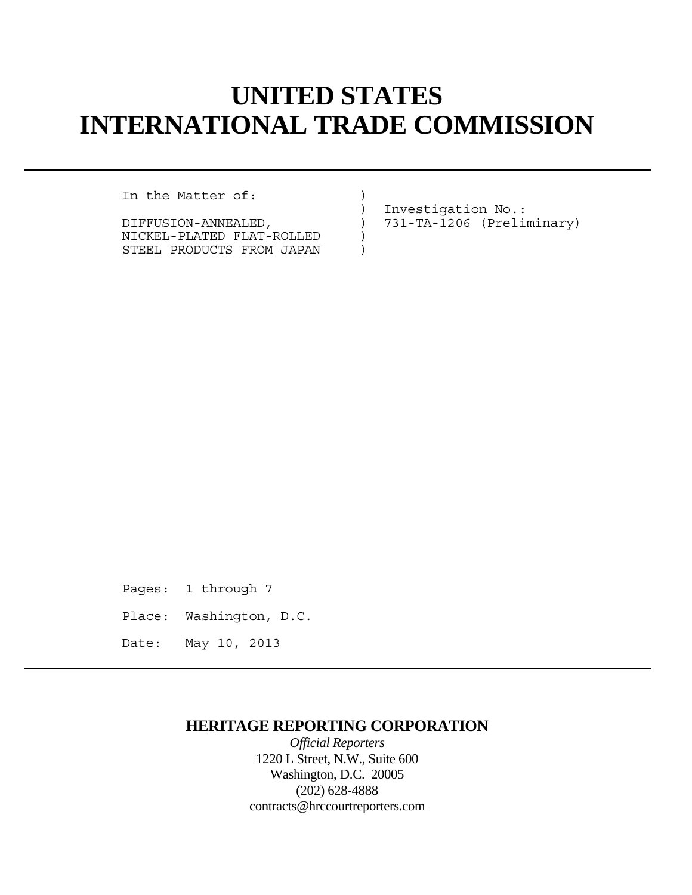# UNITED STATES
# INTERNATIONAL TRADE COMMISSION

---

```
In the Matter of:             )
                              )  Investigation No.:
DIFFUSION-ANNEALED,           )  731-TA-1206 (Preliminary)
NICKEL-PLATED FLAT-ROLLED     )
STEEL PRODUCTS FROM JAPAN     )
```

Pages: 1 through 7

Place: Washington, D.C.

Date: May 10, 2013

---

**HERITAGE REPORTING CORPORATION**

*Official Reporters*

1220 L Street, N.W., Suite 600

Washington, D.C. 20005

(202) 628-4888

contracts@hrccourtreporters.com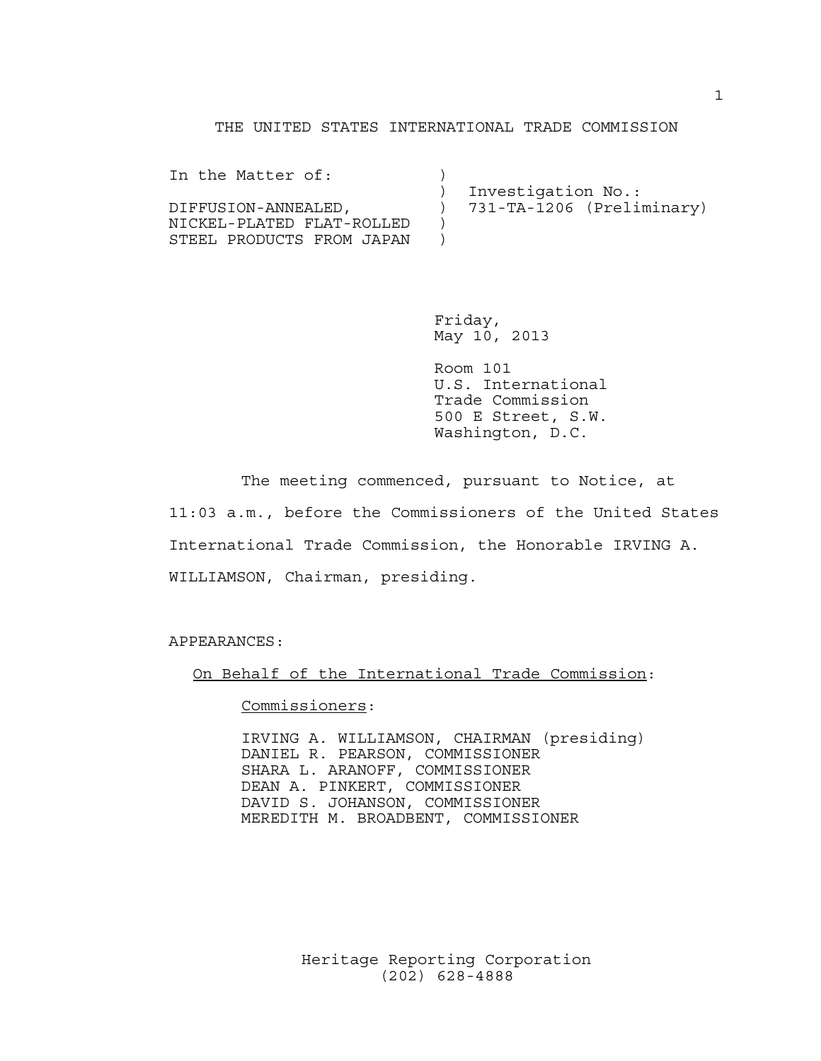THE UNITED STATES INTERNATIONAL TRADE COMMISSION

```
In the Matter of:            )
                             )  Investigation No.:
DIFFUSION-ANNEALED,          )  731-TA-1206 (Preliminary)
NICKEL-PLATED FLAT-ROLLED    )
STEEL PRODUCTS FROM JAPAN    )
```

Friday,
May 10, 2013

Room 101
U.S. International
Trade Commission
500 E Street, S.W.
Washington, D.C.

The meeting commenced, pursuant to Notice, at 11:03 a.m., before the Commissioners of the United States International Trade Commission, the Honorable IRVING A. WILLIAMSON, Chairman, presiding.

APPEARANCES:

On Behalf of the International Trade Commission:

Commissioners:

IRVING A. WILLIAMSON, CHAIRMAN (presiding)
DANIEL R. PEARSON, COMMISSIONER
SHARA L. ARANOFF, COMMISSIONER
DEAN A. PINKERT, COMMISSIONER
DAVID S. JOHANSON, COMMISSIONER
MEREDITH M. BROADBENT, COMMISSIONER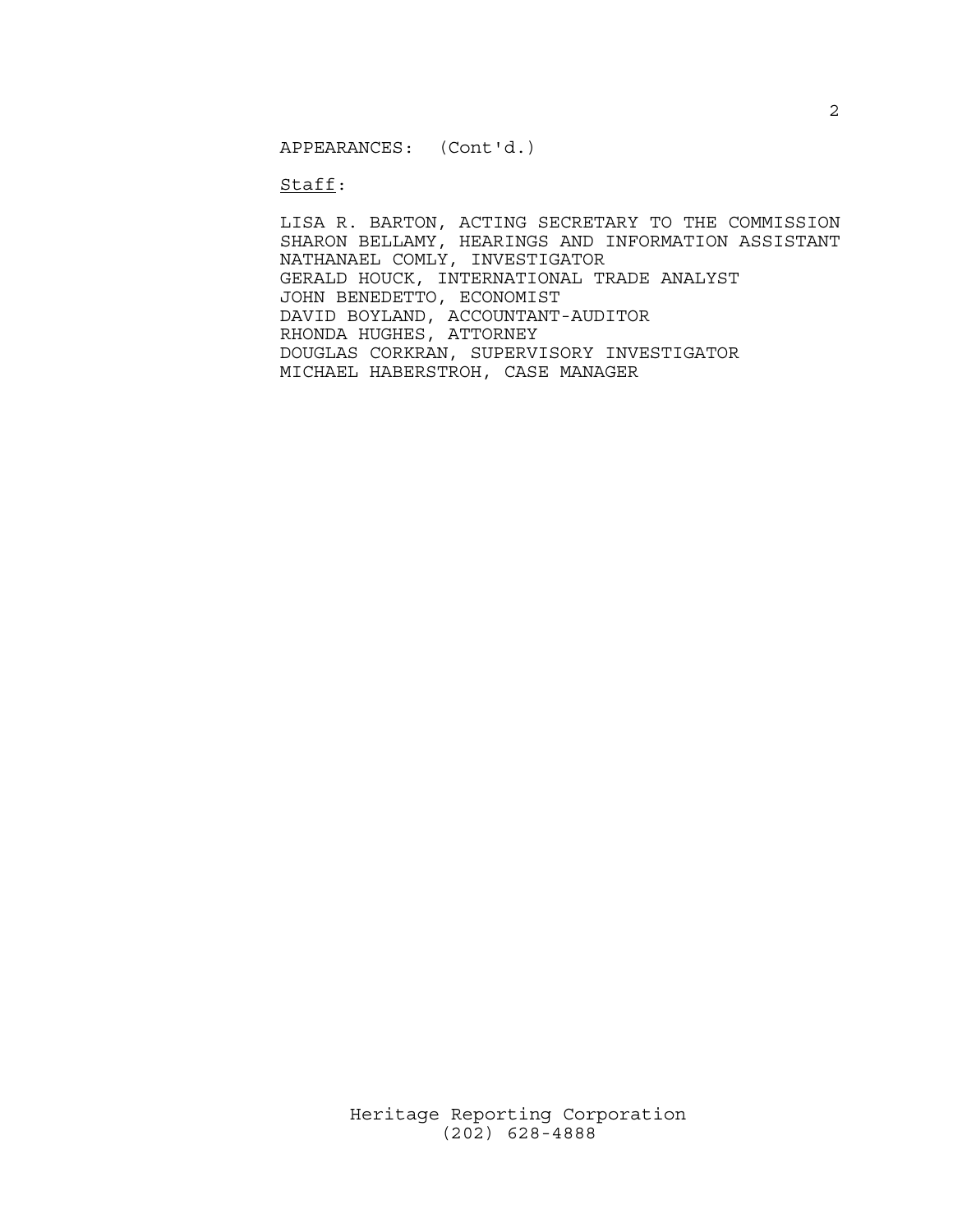APPEARANCES: (Cont'd.)

Staff:

LISA R. BARTON, ACTING SECRETARY TO THE COMMISSION
SHARON BELLAMY, HEARINGS AND INFORMATION ASSISTANT
NATHANAEL COMLY, INVESTIGATOR
GERALD HOUCK, INTERNATIONAL TRADE ANALYST
JOHN BENEDETTO, ECONOMIST
DAVID BOYLAND, ACCOUNTANT-AUDITOR
RHONDA HUGHES, ATTORNEY
DOUGLAS CORKRAN, SUPERVISORY INVESTIGATOR
MICHAEL HABERSTROH, CASE MANAGER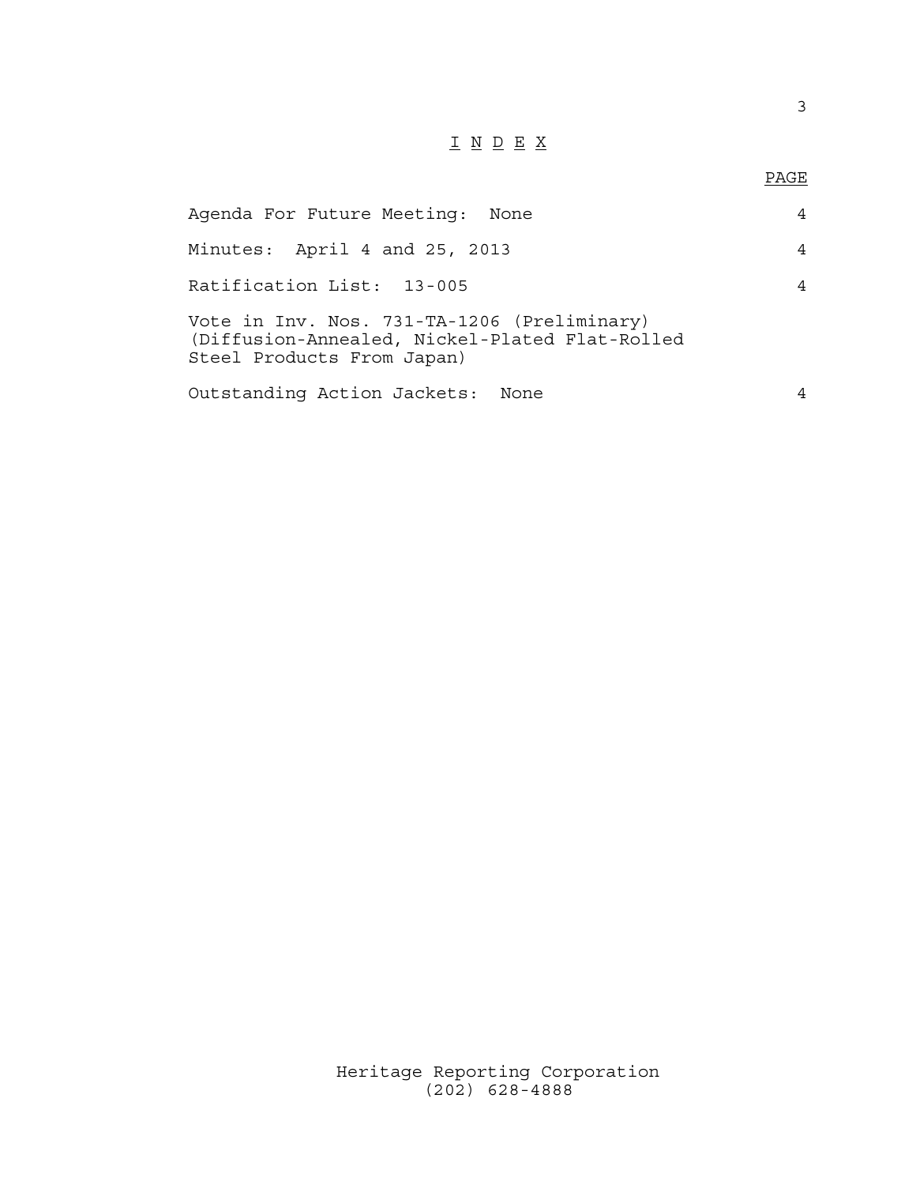# I N D E X

| | PAGE |
|---|---|
| Agenda For Future Meeting: None | 4 |
| Minutes: April 4 and 25, 2013 | 4 |
| Ratification List: 13-005 | 4 |
| Vote in Inv. Nos. 731-TA-1206 (Preliminary) (Diffusion-Annealed, Nickel-Plated Flat-Rolled Steel Products From Japan) | |
| Outstanding Action Jackets: None | 4 |

Heritage Reporting Corporation
(202) 628-4888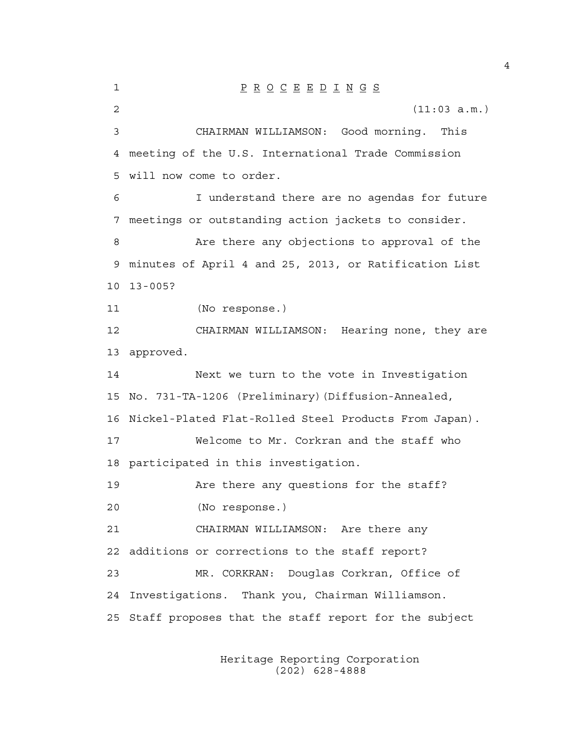# P R O C E E D I N G S

(11:03 a.m.)

CHAIRMAN WILLIAMSON: Good morning. This meeting of the U.S. International Trade Commission will now come to order.

I understand there are no agendas for future meetings or outstanding action jackets to consider.

Are there any objections to approval of the minutes of April 4 and 25, 2013, or Ratification List 13-005?

(No response.)

CHAIRMAN WILLIAMSON: Hearing none, they are approved.

Next we turn to the vote in Investigation No. 731-TA-1206 (Preliminary)(Diffusion-Annealed, Nickel-Plated Flat-Rolled Steel Products From Japan).

Welcome to Mr. Corkran and the staff who participated in this investigation.

Are there any questions for the staff?

(No response.)

CHAIRMAN WILLIAMSON: Are there any additions or corrections to the staff report?

MR. CORKRAN: Douglas Corkran, Office of Investigations. Thank you, Chairman Williamson. Staff proposes that the staff report for the subject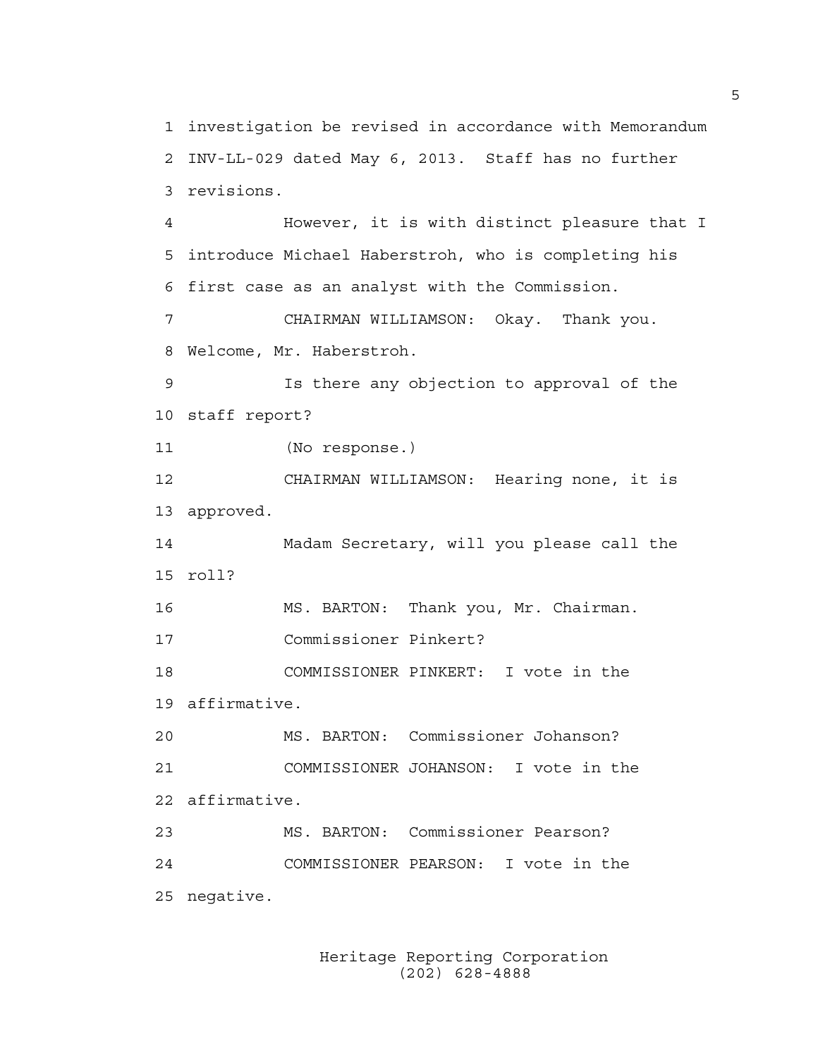1 investigation be revised in accordance with Memorandum
2 INV-LL-029 dated May 6, 2013. Staff has no further
3 revisions.

4 However, it is with distinct pleasure that I
5 introduce Michael Haberstroh, who is completing his
6 first case as an analyst with the Commission.

7 CHAIRMAN WILLIAMSON: Okay. Thank you.
8 Welcome, Mr. Haberstroh.

9 Is there any objection to approval of the
10 staff report?

11 (No response.)

12 CHAIRMAN WILLIAMSON: Hearing none, it is
13 approved.

14 Madam Secretary, will you please call the
15 roll?

16 MS. BARTON: Thank you, Mr. Chairman.

17 Commissioner Pinkert?

18 COMMISSIONER PINKERT: I vote in the
19 affirmative.

20 MS. BARTON: Commissioner Johanson?

21 COMMISSIONER JOHANSON: I vote in the
22 affirmative.

23 MS. BARTON: Commissioner Pearson?

24 COMMISSIONER PEARSON: I vote in the
25 negative.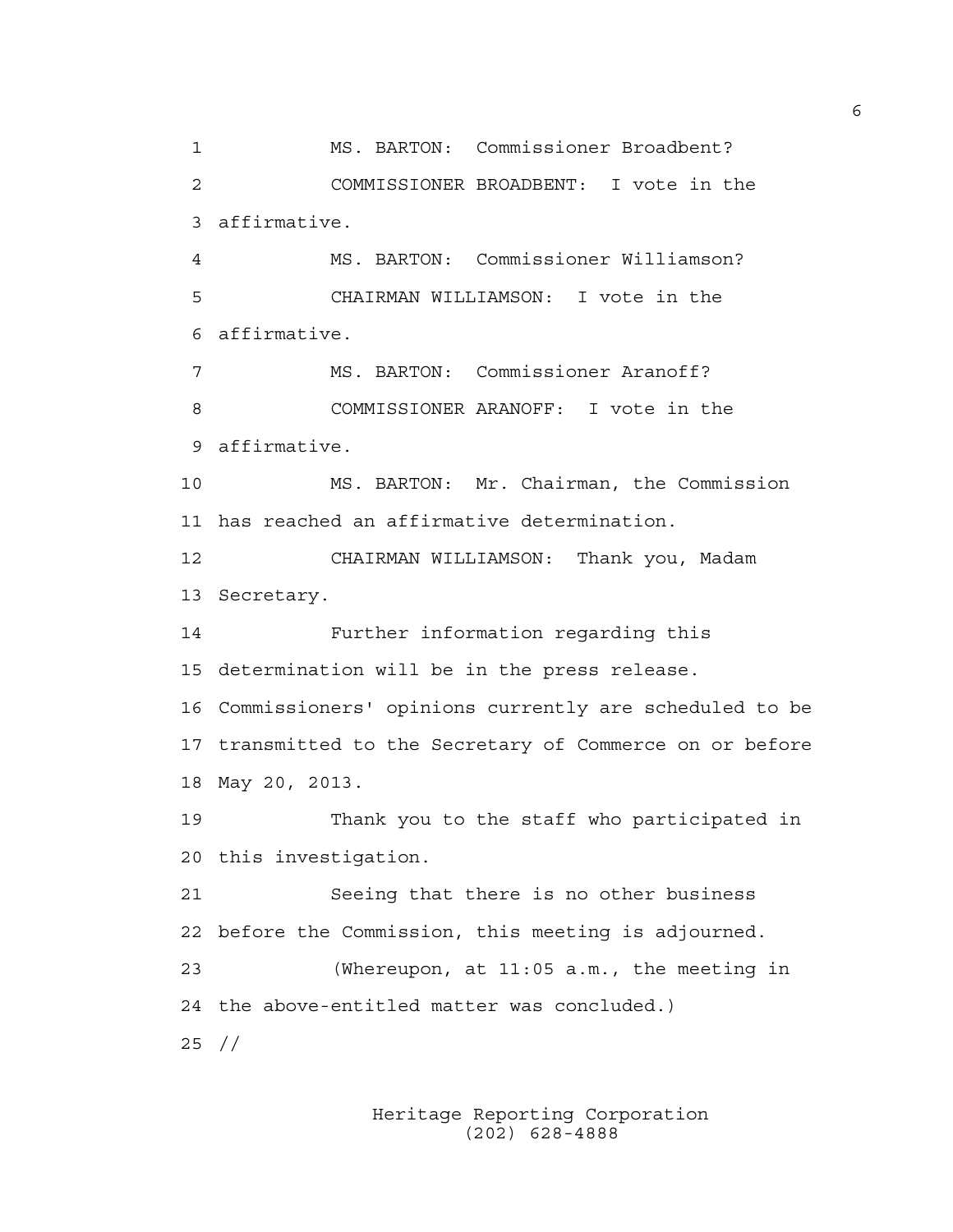MS. BARTON: Commissioner Broadbent?

COMMISSIONER BROADBENT: I vote in the affirmative.

MS. BARTON: Commissioner Williamson?

CHAIRMAN WILLIAMSON: I vote in the affirmative.

MS. BARTON: Commissioner Aranoff?

COMMISSIONER ARANOFF: I vote in the affirmative.

MS. BARTON: Mr. Chairman, the Commission has reached an affirmative determination.

CHAIRMAN WILLIAMSON: Thank you, Madam Secretary.

Further information regarding this determination will be in the press release. Commissioners' opinions currently are scheduled to be transmitted to the Secretary of Commerce on or before May 20, 2013.

Thank you to the staff who participated in this investigation.

Seeing that there is no other business before the Commission, this meeting is adjourned.

(Whereupon, at 11:05 a.m., the meeting in the above-entitled matter was concluded.)

//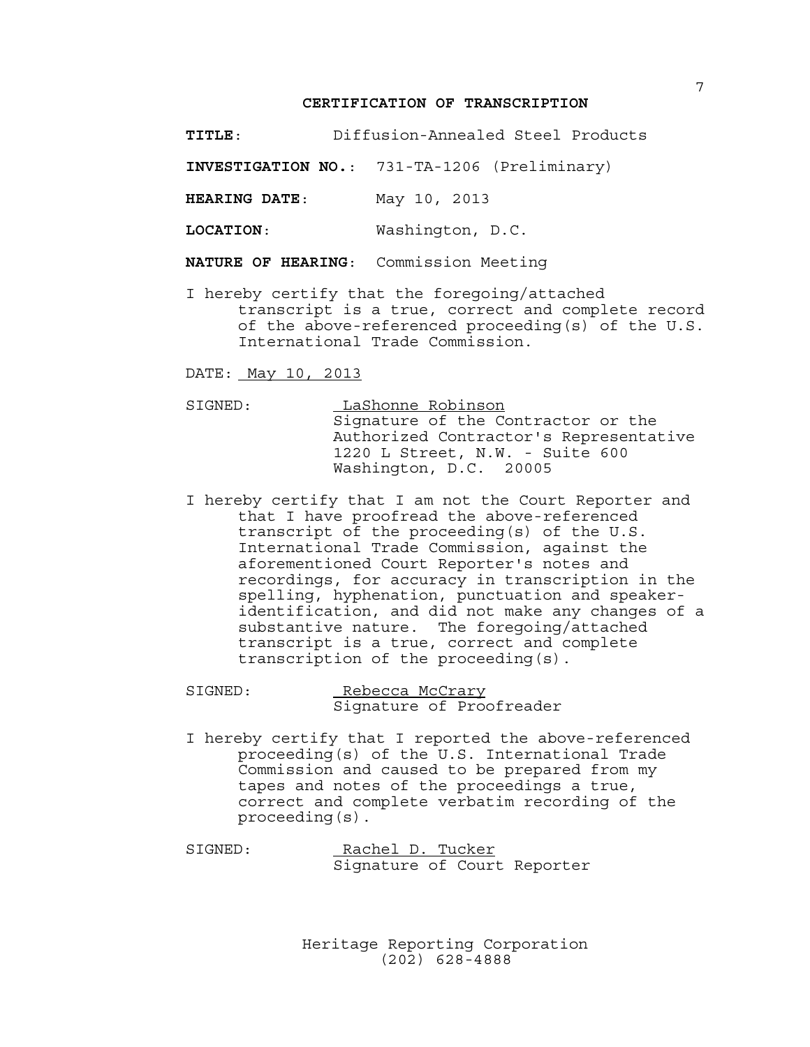## CERTIFICATION OF TRANSCRIPTION

**TITLE**: Diffusion-Annealed Steel Products

**INVESTIGATION NO.**: 731-TA-1206 (Preliminary)

**HEARING DATE**: May 10, 2013

**LOCATION**: Washington, D.C.

**NATURE OF HEARING**: Commission Meeting

I hereby certify that the foregoing/attached transcript is a true, correct and complete record of the above-referenced proceeding(s) of the U.S. International Trade Commission.

DATE: May 10, 2013

SIGNED: LaShonne Robinson
Signature of the Contractor or the Authorized Contractor's Representative
1220 L Street, N.W. - Suite 600
Washington, D.C. 20005

I hereby certify that I am not the Court Reporter and that I have proofread the above-referenced transcript of the proceeding(s) of the U.S. International Trade Commission, against the aforementioned Court Reporter's notes and recordings, for accuracy in transcription in the spelling, hyphenation, punctuation and speaker-identification, and did not make any changes of a substantive nature. The foregoing/attached transcript is a true, correct and complete transcription of the proceeding(s).

SIGNED: Rebecca McCrary
Signature of Proofreader

I hereby certify that I reported the above-referenced proceeding(s) of the U.S. International Trade Commission and caused to be prepared from my tapes and notes of the proceedings a true, correct and complete verbatim recording of the proceeding(s).

SIGNED: Rachel D. Tucker
Signature of Court Reporter

Heritage Reporting Corporation
(202) 628-4888